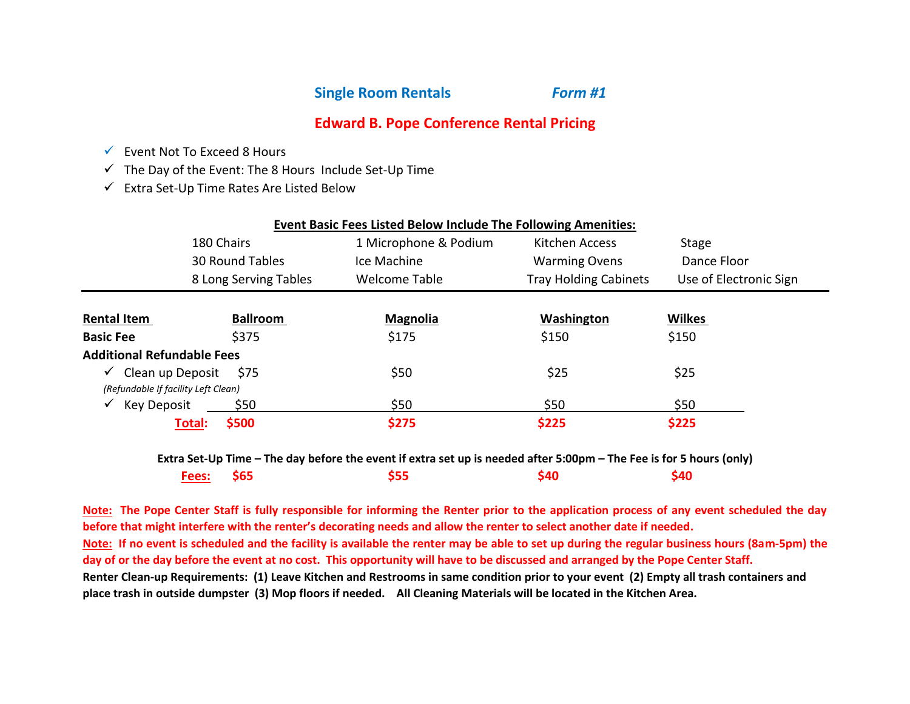## Single Room Rentals *Form #1*

## Edward B. Pope Conference Rental Pricing

- ✓ Event Not To Exceed 8 Hours
- ✓ The Day of the Event: The 8 Hours Include Set-Up Time
- ✓ Extra Set-Up Time Rates Are Listed Below

**Event Basic Fees Listed Below Include The Following Amenities:**

| | | | |
|---|---|---|---|
| 180 Chairs | 1 Microphone & Podium | Kitchen Access | Stage |
| 30 Round Tables | Ice Machine | Warming Ovens | Dance Floor |
| 8 Long Serving Tables | Welcome Table | Tray Holding Cabinets | Use of Electronic Sign |

| Rental Item | Ballroom | Magnolia | Washington | Wilkes |
|---|---|---|---|---|
| **Basic Fee** | $375 | $175 | $150 | $150 |
| **Additional Refundable Fees** | | | | |
| ✓ Clean up Deposit *(Refundable If facility Left Clean)* | $75 | $50 | $25 | $25 |
| ✓ Key Deposit | $50 | $50 | $50 | $50 |
| **Total:** | **$500** | **$275** | **$225** | **$225** |

**Extra Set-Up Time – The day before the event if extra set up is needed after 5:00pm – The Fee is for 5 hours (only)**

| | Ballroom | Magnolia | Washington | Wilkes |
|---|---|---|---|---|
| **Fees:** | **$65** | **$55** | **$40** | **$40** |

**Note: The Pope Center Staff is fully responsible for informing the Renter prior to the application process of any event scheduled the day before that might interfere with the renter's decorating needs and allow the renter to select another date if needed.**

**Note: If no event is scheduled and the facility is available the renter may be able to set up during the regular business hours (8am-5pm) the day of or the day before the event at no cost. This opportunity will have to be discussed and arranged by the Pope Center Staff.**

**Renter Clean-up Requirements: (1) Leave Kitchen and Restrooms in same condition prior to your event (2) Empty all trash containers and place trash in outside dumpster (3) Mop floors if needed. All Cleaning Materials will be located in the Kitchen Area.**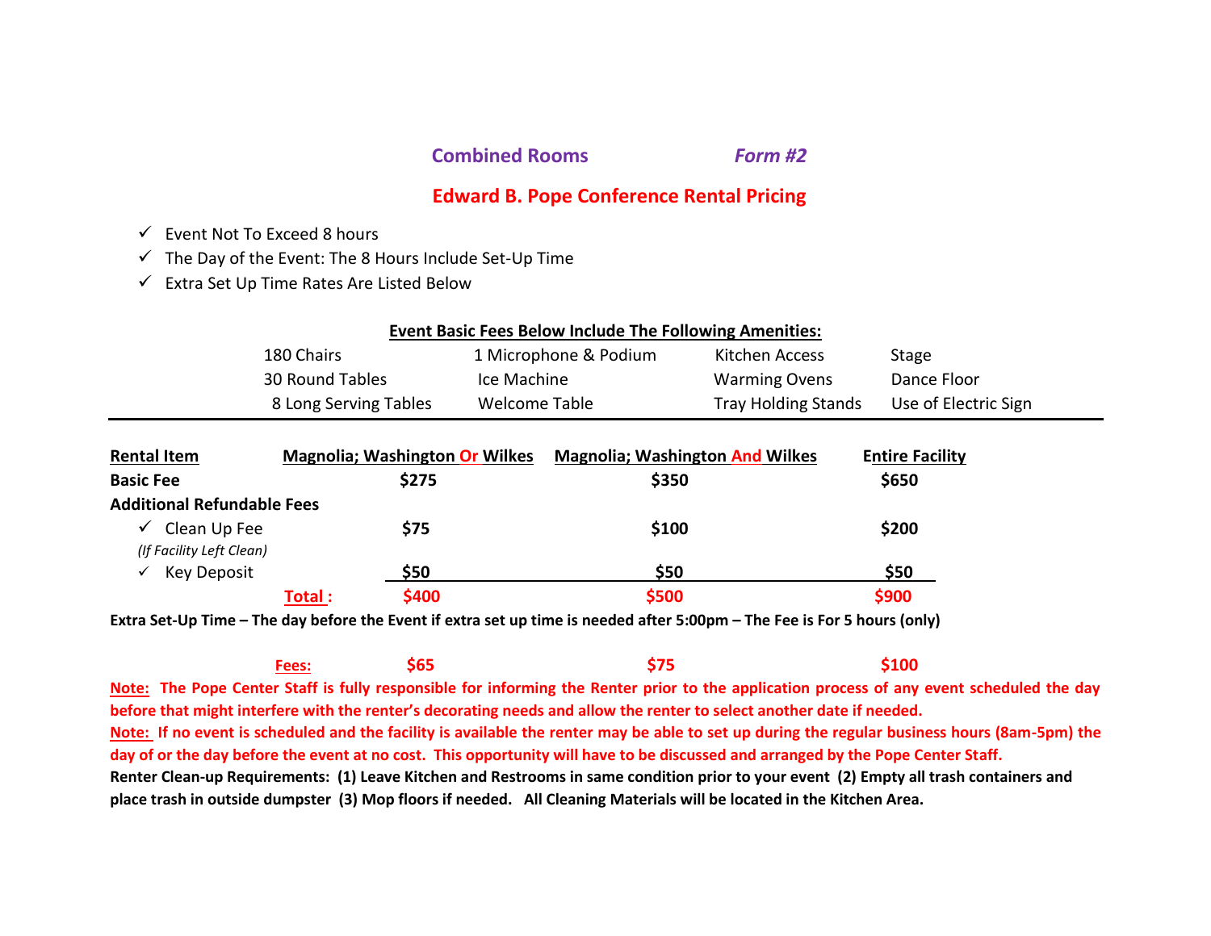## Combined Rooms *Form #2*

## Edward B. Pope Conference Rental Pricing

- ✓ Event Not To Exceed 8 hours
- ✓ The Day of the Event: The 8 Hours Include Set-Up Time
- ✓ Extra Set Up Time Rates Are Listed Below

**Event Basic Fees Below Include The Following Amenities:**

| | | | |
|---|---|---|---|
| 180 Chairs | 1 Microphone & Podium | Kitchen Access | Stage |
| 30 Round Tables | Ice Machine | Warming Ovens | Dance Floor |
| 8 Long Serving Tables | Welcome Table | Tray Holding Stands | Use of Electric Sign |

| Rental Item | Magnolia; Washington Or Wilkes | Magnolia; Washington And Wilkes | Entire Facility |
|---|---|---|---|
| **Basic Fee** | **$275** | **$350** | **$650** |
| **Additional Refundable Fees** | | | |
| ✓ Clean Up Fee *(If Facility Left Clean)* | **$75** | **$100** | **$200** |
| ✓ Key Deposit | **$50** | **$50** | **$50** |
| **Total :** | **$400** | **$500** | **$900** |

**Extra Set-Up Time – The day before the Event if extra set up time is needed after 5:00pm – The Fee is For 5 hours (only)**

| | | | |
|---|---|---|---|
| **Fees:** | **$65** | **$75** | **$100** |

**Note: The Pope Center Staff is fully responsible for informing the Renter prior to the application process of any event scheduled the day before that might interfere with the renter's decorating needs and allow the renter to select another date if needed.**

**Note: If no event is scheduled and the facility is available the renter may be able to set up during the regular business hours (8am-5pm) the day of or the day before the event at no cost. This opportunity will have to be discussed and arranged by the Pope Center Staff.**

**Renter Clean-up Requirements: (1) Leave Kitchen and Restrooms in same condition prior to your event (2) Empty all trash containers and place trash in outside dumpster (3) Mop floors if needed. All Cleaning Materials will be located in the Kitchen Area.**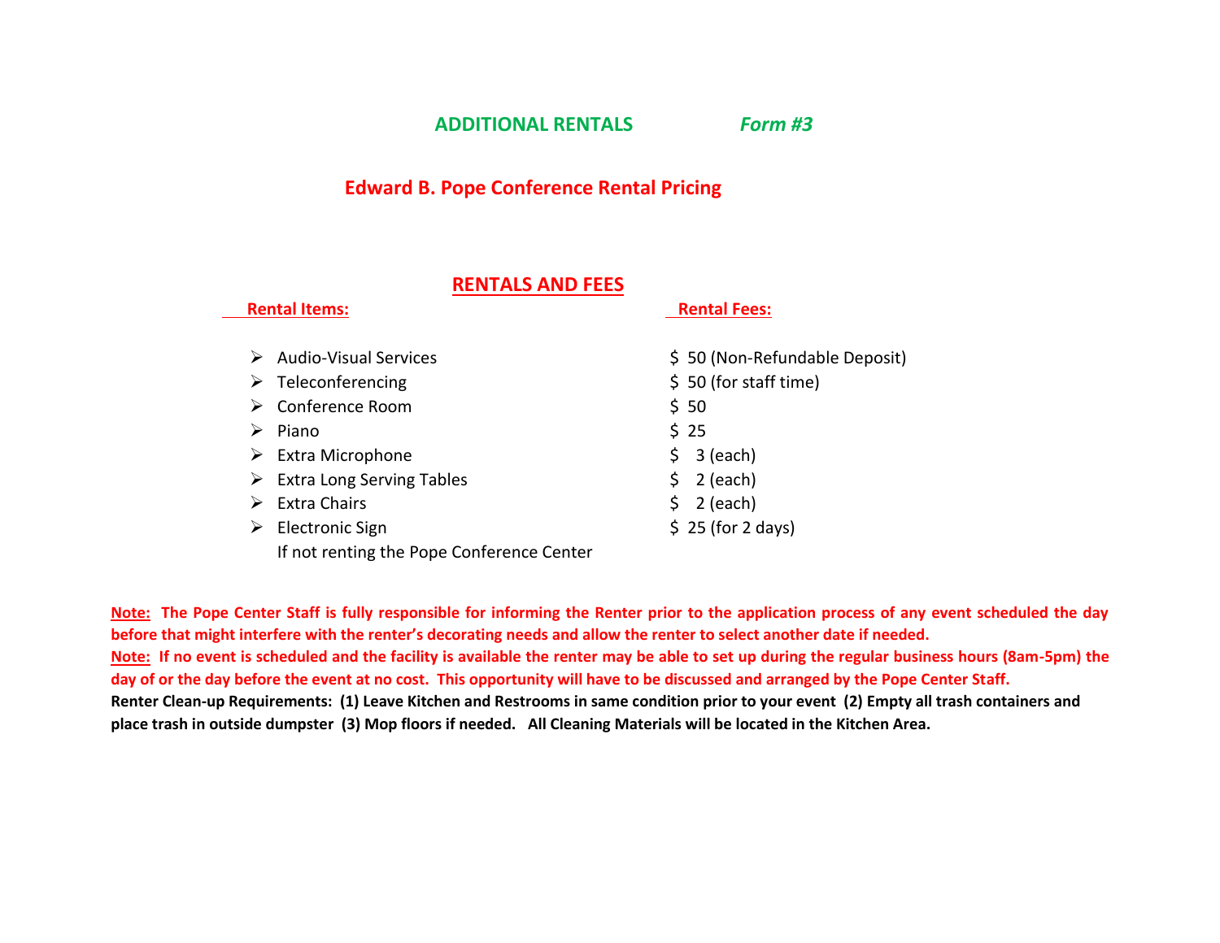## ADDITIONAL RENTALS *Form #3*

## Edward B. Pope Conference Rental Pricing

### RENTALS AND FEES

| Rental Items: | Rental Fees: |
|---|---|
| Audio-Visual Services | $ 50 (Non-Refundable Deposit) |
| Teleconferencing | $ 50 (for staff time) |
| Conference Room | $ 50 |
| Piano | $ 25 |
| Extra Microphone | $ 3 (each) |
| Extra Long Serving Tables | $ 2 (each) |
| Extra Chairs | $ 2 (each) |
| Electronic Sign<br>If not renting the Pope Conference Center | $ 25 (for 2 days) |

**Note: The Pope Center Staff is fully responsible for informing the Renter prior to the application process of any event scheduled the day before that might interfere with the renter's decorating needs and allow the renter to select another date if needed.**

**Note: If no event is scheduled and the facility is available the renter may be able to set up during the regular business hours (8am-5pm) the day of or the day before the event at no cost. This opportunity will have to be discussed and arranged by the Pope Center Staff.**

**Renter Clean-up Requirements: (1) Leave Kitchen and Restrooms in same condition prior to your event (2) Empty all trash containers and place trash in outside dumpster (3) Mop floors if needed. All Cleaning Materials will be located in the Kitchen Area.**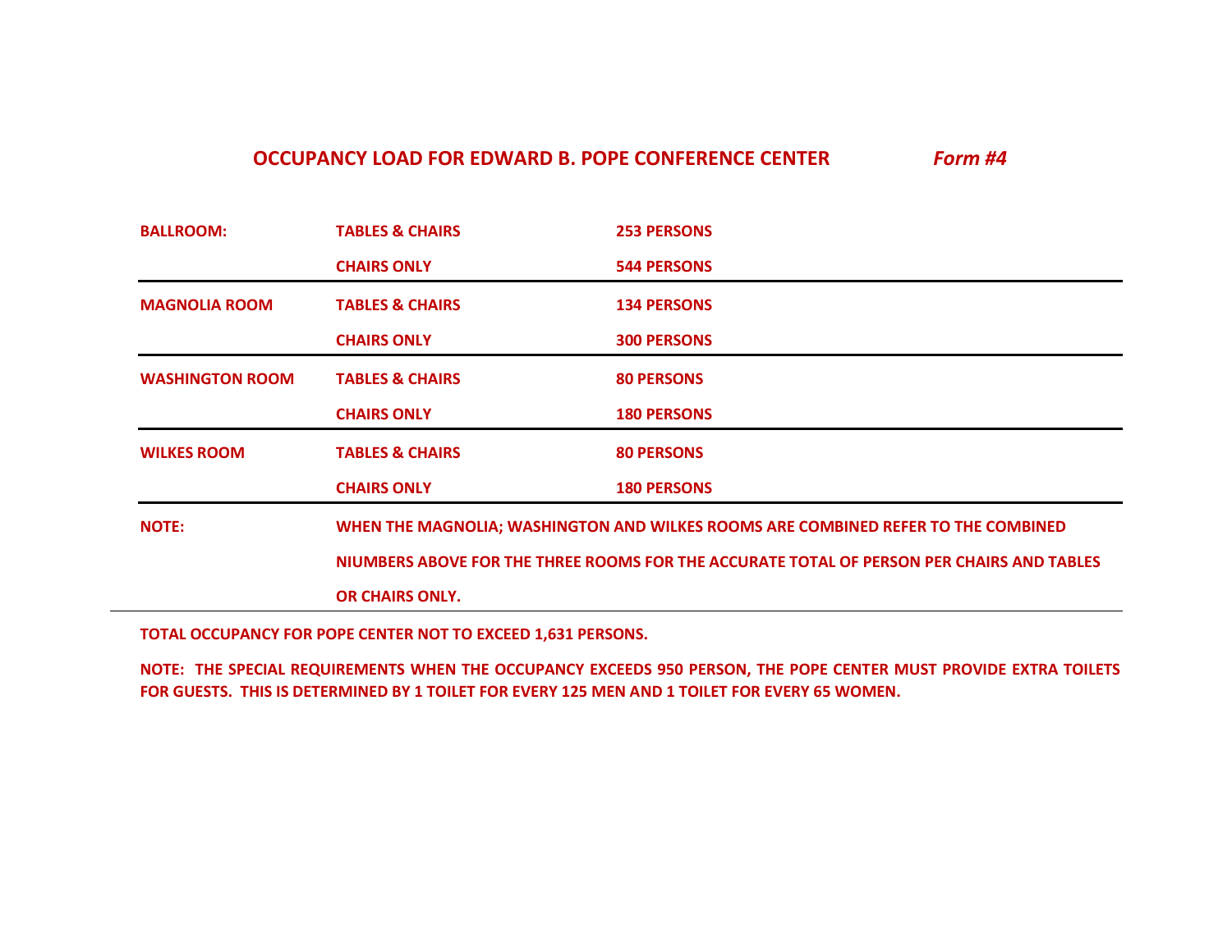# OCCUPANCY LOAD FOR EDWARD B. POPE CONFERENCE CENTER *Form #4*

| | | |
|---|---|---|
| **BALLROOM:** | **TABLES & CHAIRS** | **253 PERSONS** |
| | **CHAIRS ONLY** | **544 PERSONS** |
| **MAGNOLIA ROOM** | **TABLES & CHAIRS** | **134 PERSONS** |
| | **CHAIRS ONLY** | **300 PERSONS** |
| **WASHINGTON ROOM** | **TABLES & CHAIRS** | **80 PERSONS** |
| | **CHAIRS ONLY** | **180 PERSONS** |
| **WILKES ROOM** | **TABLES & CHAIRS** | **80 PERSONS** |
| | **CHAIRS ONLY** | **180 PERSONS** |

**NOTE:** **WHEN THE MAGNOLIA; WASHINGTON AND WILKES ROOMS ARE COMBINED REFER TO THE COMBINED NIUMBERS ABOVE FOR THE THREE ROOMS FOR THE ACCURATE TOTAL OF PERSON PER CHAIRS AND TABLES OR CHAIRS ONLY.**

**TOTAL OCCUPANCY FOR POPE CENTER NOT TO EXCEED 1,631 PERSONS.**

**NOTE: THE SPECIAL REQUIREMENTS WHEN THE OCCUPANCY EXCEEDS 950 PERSON, THE POPE CENTER MUST PROVIDE EXTRA TOILETS FOR GUESTS. THIS IS DETERMINED BY 1 TOILET FOR EVERY 125 MEN AND 1 TOILET FOR EVERY 65 WOMEN.**